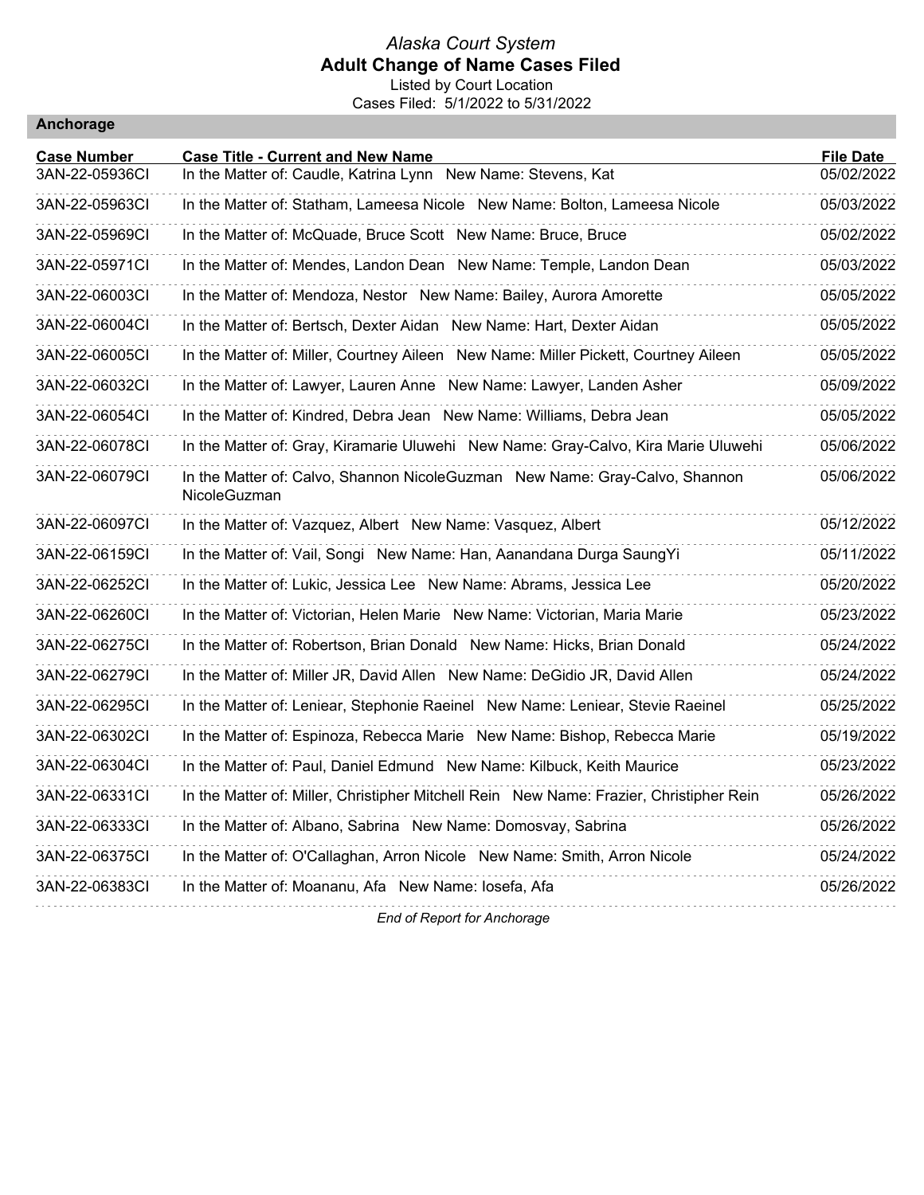*Alaska Court System*

**Adult Change of Name Cases Filed**

Listed by Court Location

Cases Filed: 5/1/2022 to 5/31/2022

## Anchorage

| Case Number | Case Title - Current and New Name | File Date |
|---|---|---|
| 3AN-22-05936CI | In the Matter of: Caudle, Katrina Lynn New Name: Stevens, Kat | 05/02/2022 |
| 3AN-22-05963CI | In the Matter of: Statham, Lameesa Nicole New Name: Bolton, Lameesa Nicole | 05/03/2022 |
| 3AN-22-05969CI | In the Matter of: McQuade, Bruce Scott New Name: Bruce, Bruce | 05/02/2022 |
| 3AN-22-05971CI | In the Matter of: Mendes, Landon Dean New Name: Temple, Landon Dean | 05/03/2022 |
| 3AN-22-06003CI | In the Matter of: Mendoza, Nestor New Name: Bailey, Aurora Amorette | 05/05/2022 |
| 3AN-22-06004CI | In the Matter of: Bertsch, Dexter Aidan New Name: Hart, Dexter Aidan | 05/05/2022 |
| 3AN-22-06005CI | In the Matter of: Miller, Courtney Aileen New Name: Miller Pickett, Courtney Aileen | 05/05/2022 |
| 3AN-22-06032CI | In the Matter of: Lawyer, Lauren Anne New Name: Lawyer, Landen Asher | 05/09/2022 |
| 3AN-22-06054CI | In the Matter of: Kindred, Debra Jean New Name: Williams, Debra Jean | 05/05/2022 |
| 3AN-22-06078CI | In the Matter of: Gray, Kiramarie Uluwehi New Name: Gray-Calvo, Kira Marie Uluwehi | 05/06/2022 |
| 3AN-22-06079CI | In the Matter of: Calvo, Shannon NicoleGuzman New Name: Gray-Calvo, Shannon NicoleGuzman | 05/06/2022 |
| 3AN-22-06097CI | In the Matter of: Vazquez, Albert New Name: Vasquez, Albert | 05/12/2022 |
| 3AN-22-06159CI | In the Matter of: Vail, Songi New Name: Han, Aanandana Durga SaungYi | 05/11/2022 |
| 3AN-22-06252CI | In the Matter of: Lukic, Jessica Lee New Name: Abrams, Jessica Lee | 05/20/2022 |
| 3AN-22-06260CI | In the Matter of: Victorian, Helen Marie New Name: Victorian, Maria Marie | 05/23/2022 |
| 3AN-22-06275CI | In the Matter of: Robertson, Brian Donald New Name: Hicks, Brian Donald | 05/24/2022 |
| 3AN-22-06279CI | In the Matter of: Miller JR, David Allen New Name: DeGidio JR, David Allen | 05/24/2022 |
| 3AN-22-06295CI | In the Matter of: Leniear, Stephonie Raeinel New Name: Leniear, Stevie Raeinel | 05/25/2022 |
| 3AN-22-06302CI | In the Matter of: Espinoza, Rebecca Marie New Name: Bishop, Rebecca Marie | 05/19/2022 |
| 3AN-22-06304CI | In the Matter of: Paul, Daniel Edmund New Name: Kilbuck, Keith Maurice | 05/23/2022 |
| 3AN-22-06331CI | In the Matter of: Miller, Christipher Mitchell Rein New Name: Frazier, Christipher Rein | 05/26/2022 |
| 3AN-22-06333CI | In the Matter of: Albano, Sabrina New Name: Domosvay, Sabrina | 05/26/2022 |
| 3AN-22-06375CI | In the Matter of: O'Callaghan, Arron Nicole New Name: Smith, Arron Nicole | 05/24/2022 |
| 3AN-22-06383CI | In the Matter of: Moananu, Afa New Name: Iosefa, Afa | 05/26/2022 |

*End of Report for Anchorage*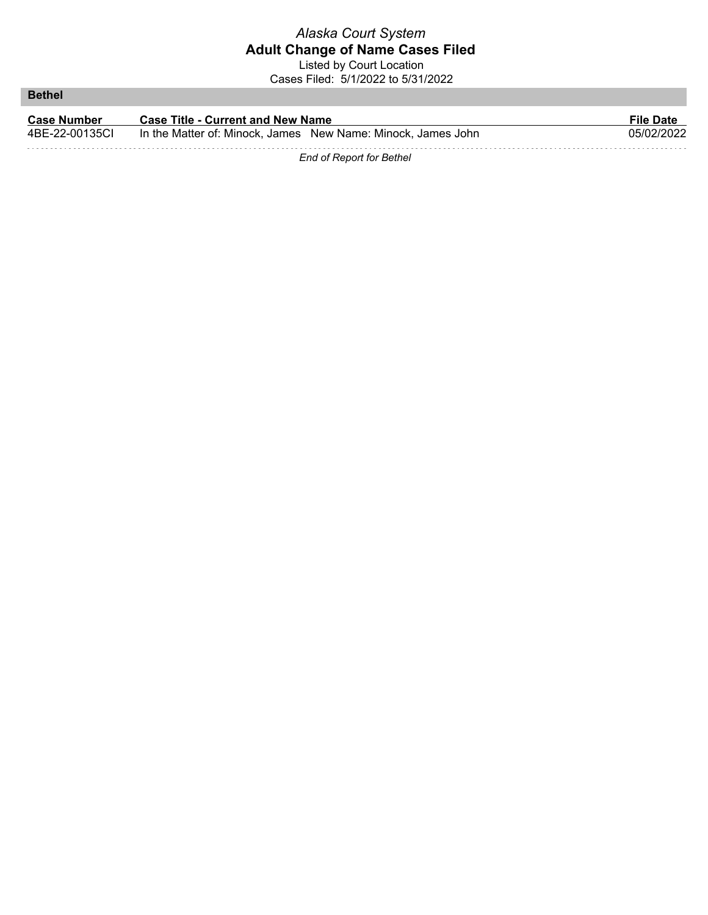*Alaska Court System*

**Adult Change of Name Cases Filed**

Listed by Court Location

Cases Filed: 5/1/2022 to 5/31/2022

## Bethel

| Case Number | Case Title - Current and New Name | File Date |
| --- | --- | --- |
| 4BE-22-00135CI | In the Matter of: Minock, James New Name: Minock, James John | 05/02/2022 |

*End of Report for Bethel*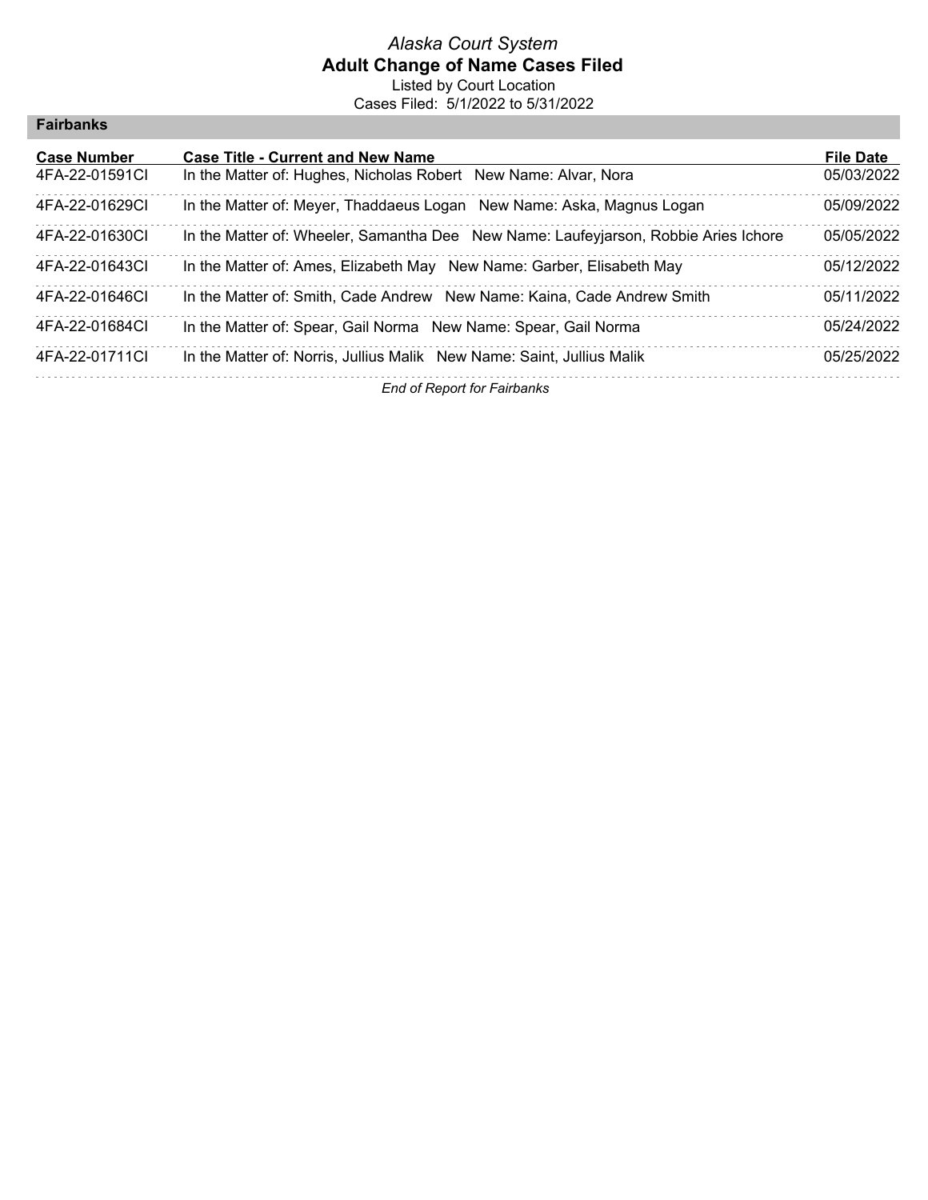*Alaska Court System*

**Adult Change of Name Cases Filed**

Listed by Court Location

Cases Filed: 5/1/2022 to 5/31/2022

## Fairbanks

| Case Number | Case Title - Current and New Name | File Date |
|---|---|---|
| 4FA-22-01591CI | In the Matter of: Hughes, Nicholas Robert New Name: Alvar, Nora | 05/03/2022 |
| 4FA-22-01629CI | In the Matter of: Meyer, Thaddaeus Logan New Name: Aska, Magnus Logan | 05/09/2022 |
| 4FA-22-01630CI | In the Matter of: Wheeler, Samantha Dee New Name: Laufeyjarson, Robbie Aries Ichore | 05/05/2022 |
| 4FA-22-01643CI | In the Matter of: Ames, Elizabeth May New Name: Garber, Elisabeth May | 05/12/2022 |
| 4FA-22-01646CI | In the Matter of: Smith, Cade Andrew New Name: Kaina, Cade Andrew Smith | 05/11/2022 |
| 4FA-22-01684CI | In the Matter of: Spear, Gail Norma New Name: Spear, Gail Norma | 05/24/2022 |
| 4FA-22-01711CI | In the Matter of: Norris, Jullius Malik New Name: Saint, Jullius Malik | 05/25/2022 |

*End of Report for Fairbanks*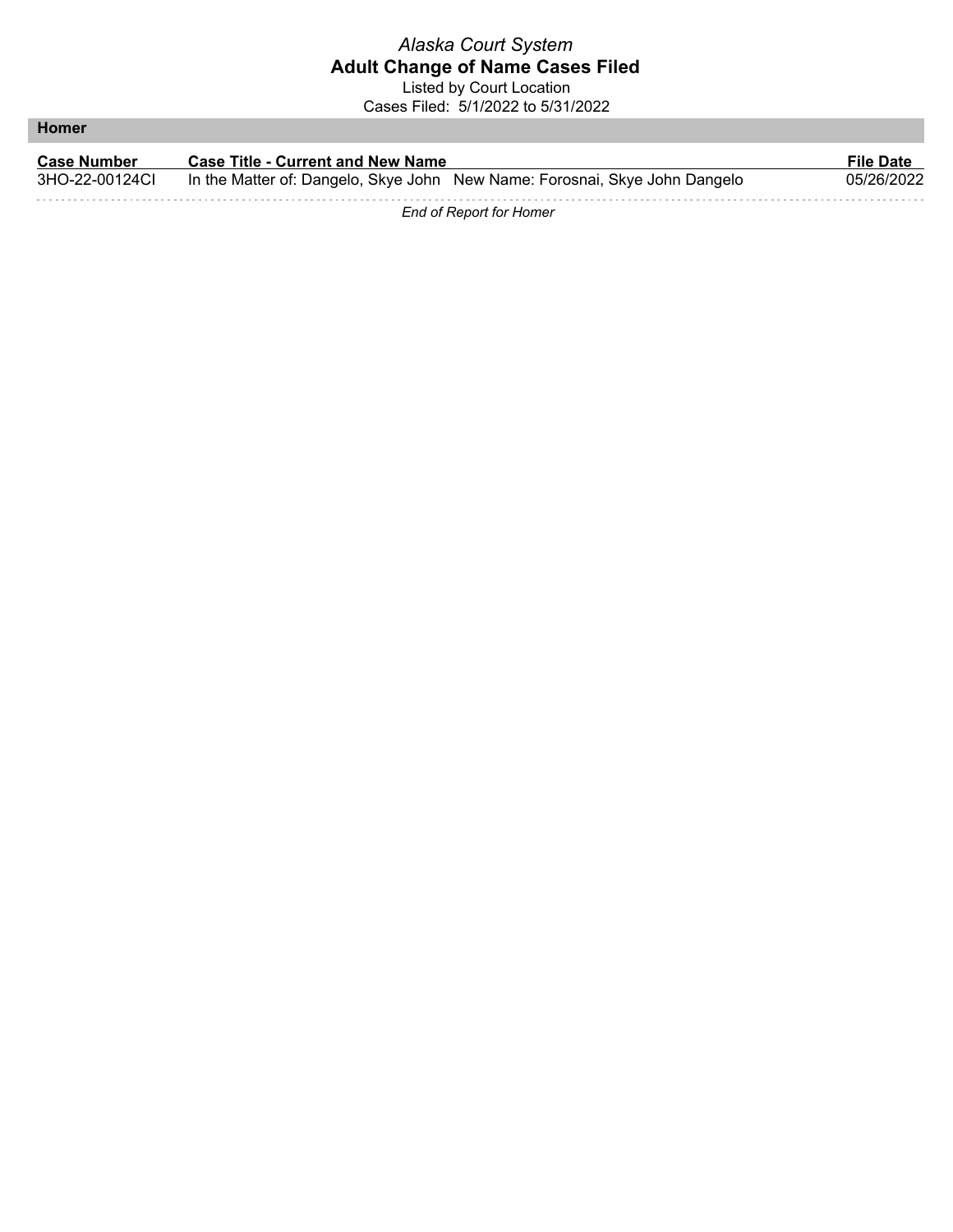*Alaska Court System*

**Adult Change of Name Cases Filed**

Listed by Court Location

Cases Filed: 5/1/2022 to 5/31/2022

## Homer

| Case Number | Case Title - Current and New Name | File Date |
|---|---|---|
| 3HO-22-00124CI | In the Matter of: Dangelo, Skye John New Name: Forosnai, Skye John Dangelo | 05/26/2022 |

*End of Report for Homer*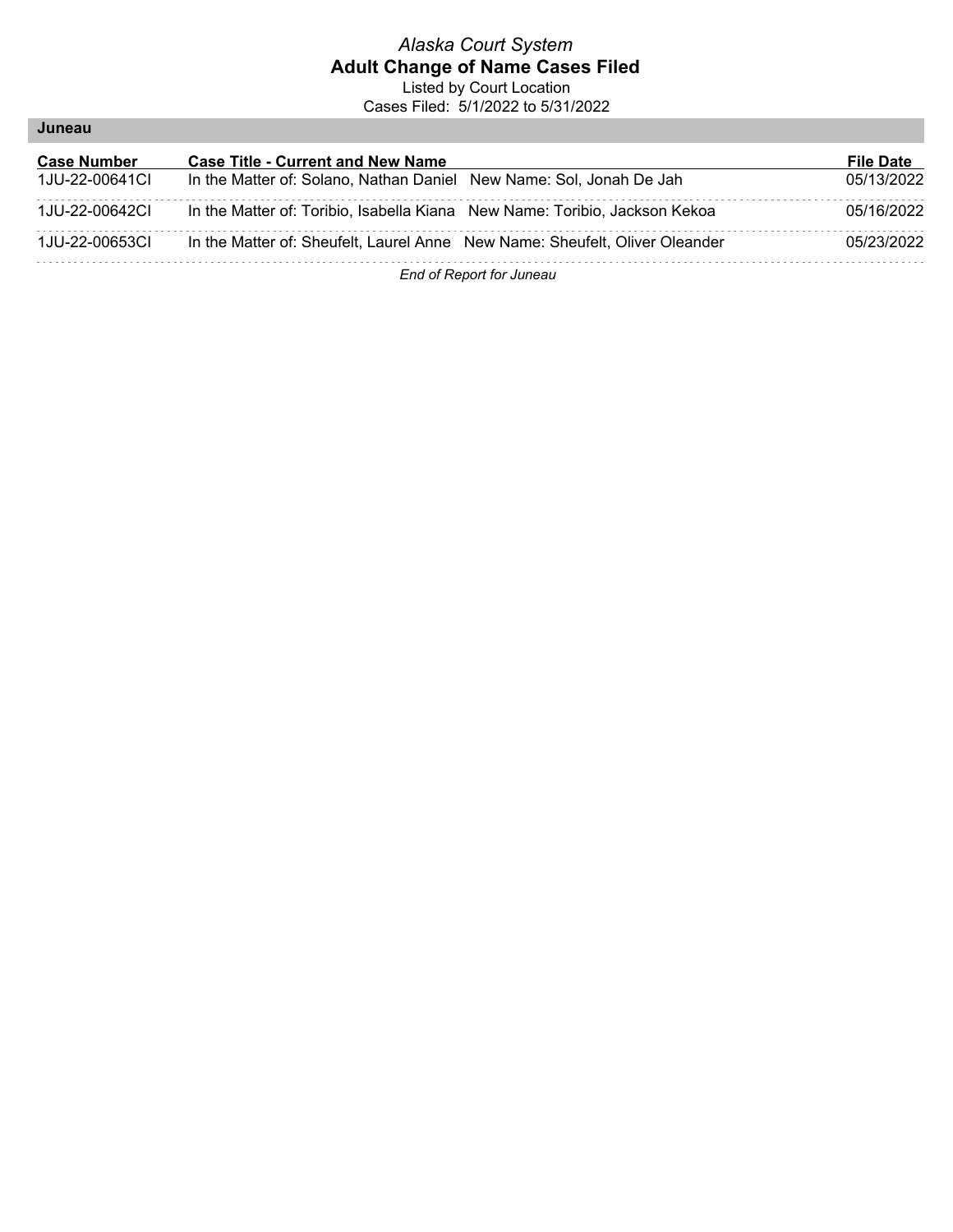*Alaska Court System*

**Adult Change of Name Cases Filed**

Listed by Court Location

Cases Filed: 5/1/2022 to 5/31/2022

## Juneau

| Case Number | Case Title - Current and New Name | File Date |
|---|---|---|
| 1JU-22-00641CI | In the Matter of: Solano, Nathan Daniel New Name: Sol, Jonah De Jah | 05/13/2022 |
| 1JU-22-00642CI | In the Matter of: Toribio, Isabella Kiana New Name: Toribio, Jackson Kekoa | 05/16/2022 |
| 1JU-22-00653CI | In the Matter of: Sheufelt, Laurel Anne New Name: Sheufelt, Oliver Oleander | 05/23/2022 |

*End of Report for Juneau*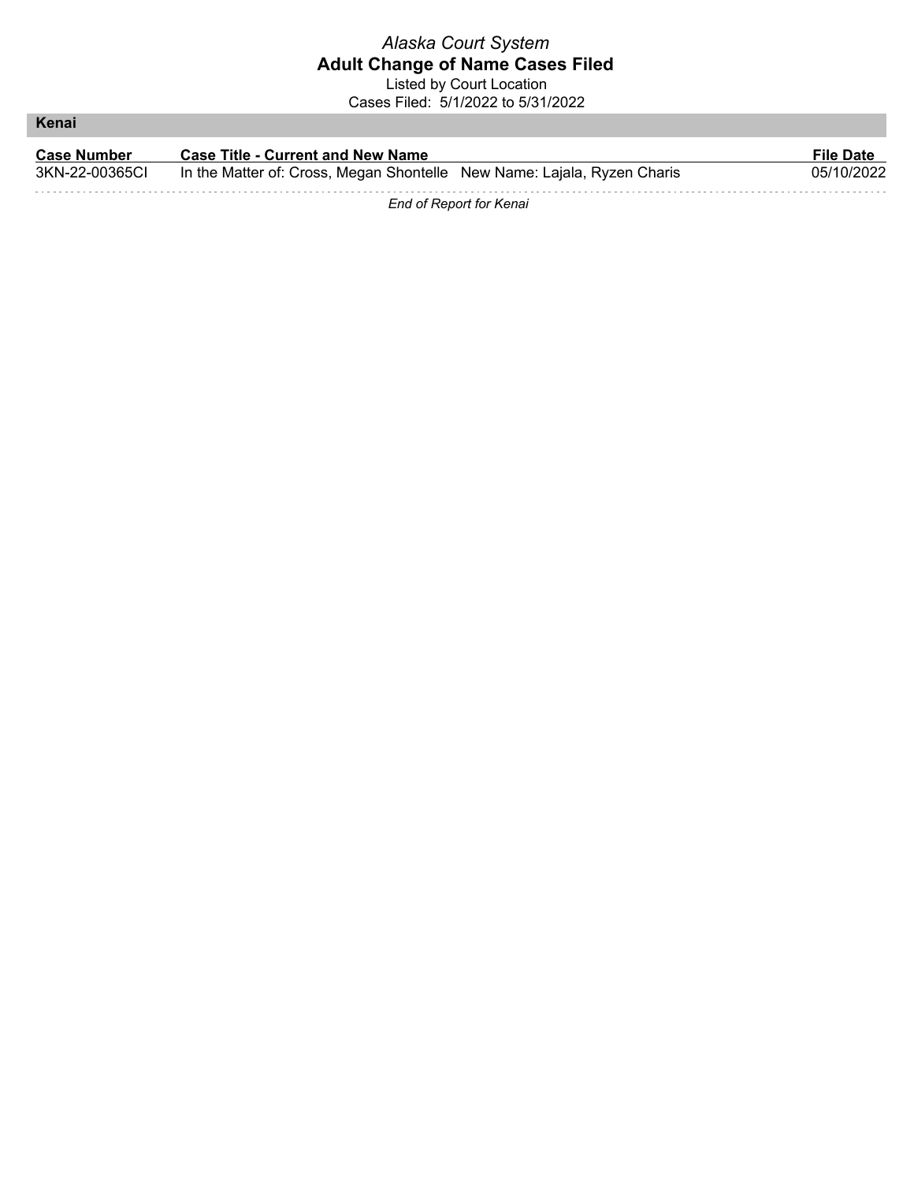*Alaska Court System*

**Adult Change of Name Cases Filed**

Listed by Court Location

Cases Filed: 5/1/2022 to 5/31/2022

## Kenai

| Case Number | Case Title - Current and New Name | File Date |
|---|---|---|
| 3KN-22-00365CI | In the Matter of: Cross, Megan Shontelle New Name: Lajala, Ryzen Charis | 05/10/2022 |

*End of Report for Kenai*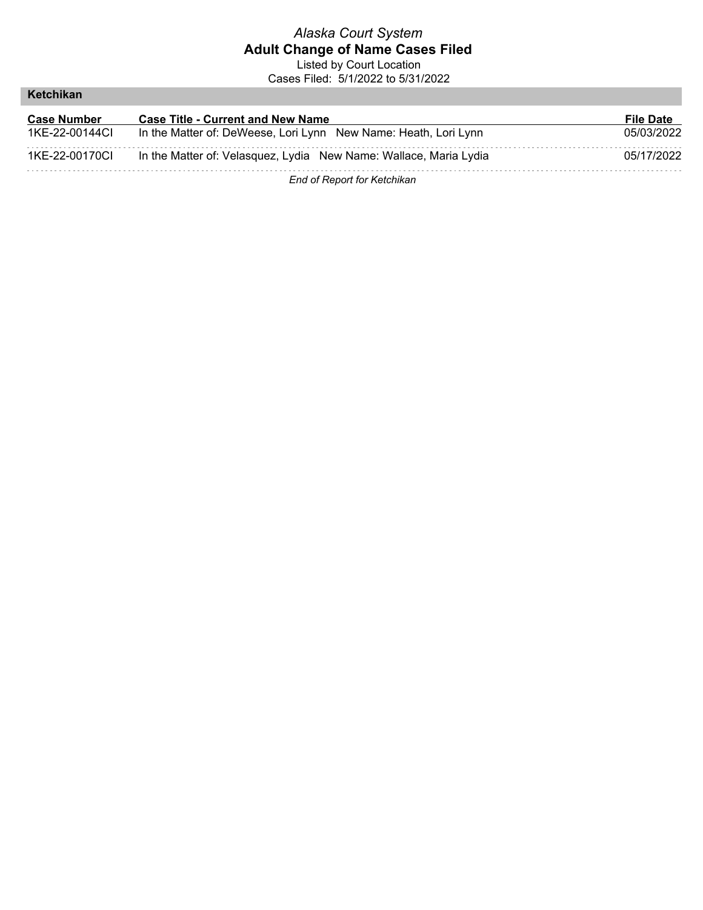*Alaska Court System*

**Adult Change of Name Cases Filed**

Listed by Court Location

Cases Filed: 5/1/2022 to 5/31/2022

## Ketchikan

| Case Number | Case Title - Current and New Name | File Date |
| --- | --- | --- |
| 1KE-22-00144CI | In the Matter of: DeWeese, Lori Lynn New Name: Heath, Lori Lynn | 05/03/2022 |
| 1KE-22-00170CI | In the Matter of: Velasquez, Lydia New Name: Wallace, Maria Lydia | 05/17/2022 |

*End of Report for Ketchikan*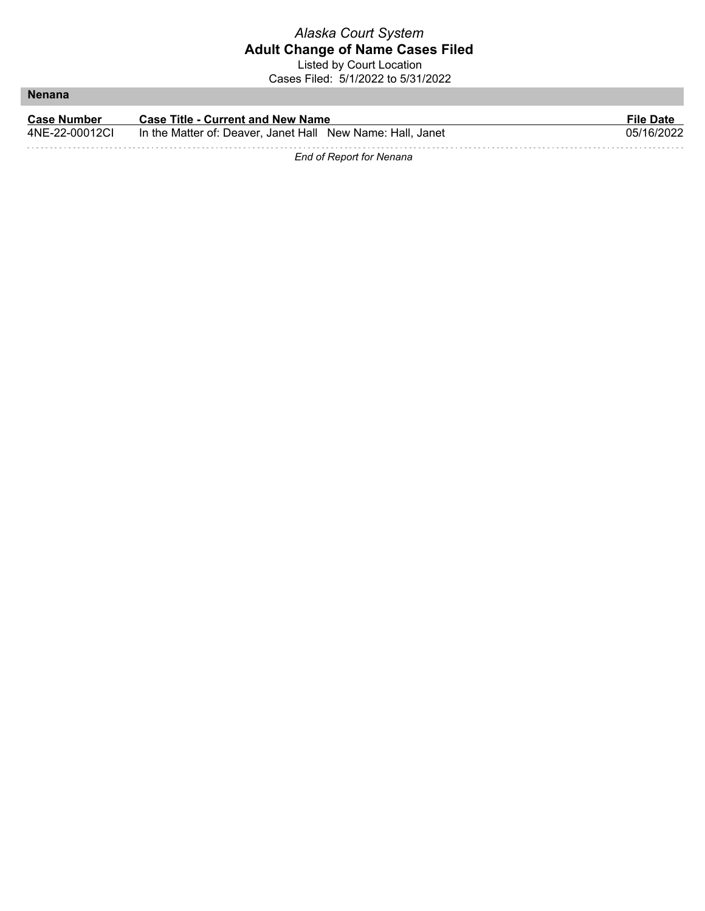*Alaska Court System*

**Adult Change of Name Cases Filed**

Listed by Court Location

Cases Filed: 5/1/2022 to 5/31/2022

## Nenana

| Case Number | Case Title - Current and New Name | File Date |
|---|---|---|
| 4NE-22-00012CI | In the Matter of: Deaver, Janet Hall New Name: Hall, Janet | 05/16/2022 |

*End of Report for Nenana*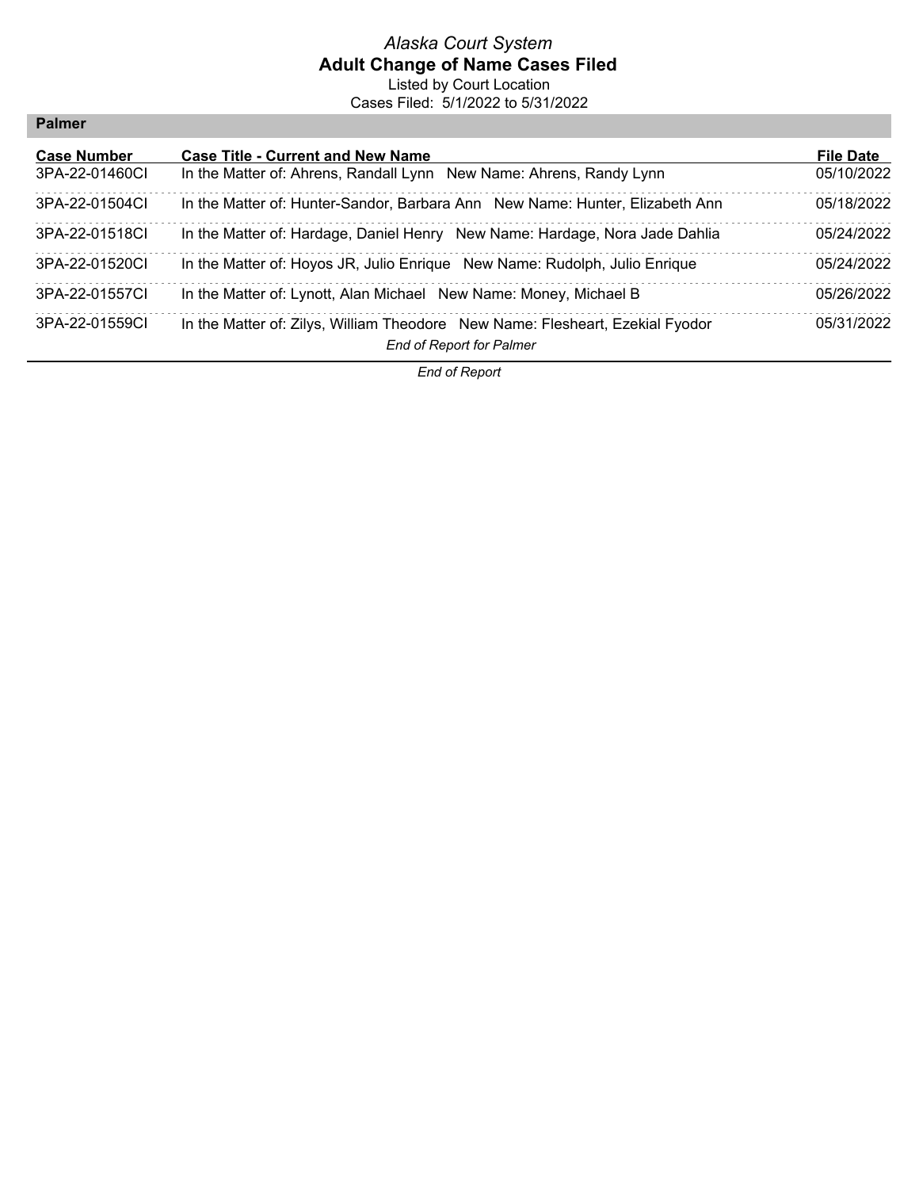*Alaska Court System*

**Adult Change of Name Cases Filed**

Listed by Court Location

Cases Filed: 5/1/2022 to 5/31/2022

## Palmer

| Case Number | Case Title - Current and New Name | File Date |
|---|---|---|
| 3PA-22-01460CI | In the Matter of: Ahrens, Randall Lynn New Name: Ahrens, Randy Lynn | 05/10/2022 |
| 3PA-22-01504CI | In the Matter of: Hunter-Sandor, Barbara Ann New Name: Hunter, Elizabeth Ann | 05/18/2022 |
| 3PA-22-01518CI | In the Matter of: Hardage, Daniel Henry New Name: Hardage, Nora Jade Dahlia | 05/24/2022 |
| 3PA-22-01520CI | In the Matter of: Hoyos JR, Julio Enrique New Name: Rudolph, Julio Enrique | 05/24/2022 |
| 3PA-22-01557CI | In the Matter of: Lynott, Alan Michael New Name: Money, Michael B | 05/26/2022 |
| 3PA-22-01559CI | In the Matter of: Zilys, William Theodore New Name: Flesheart, Ezekial Fyodor | 05/31/2022 |

*End of Report for Palmer*

*End of Report*